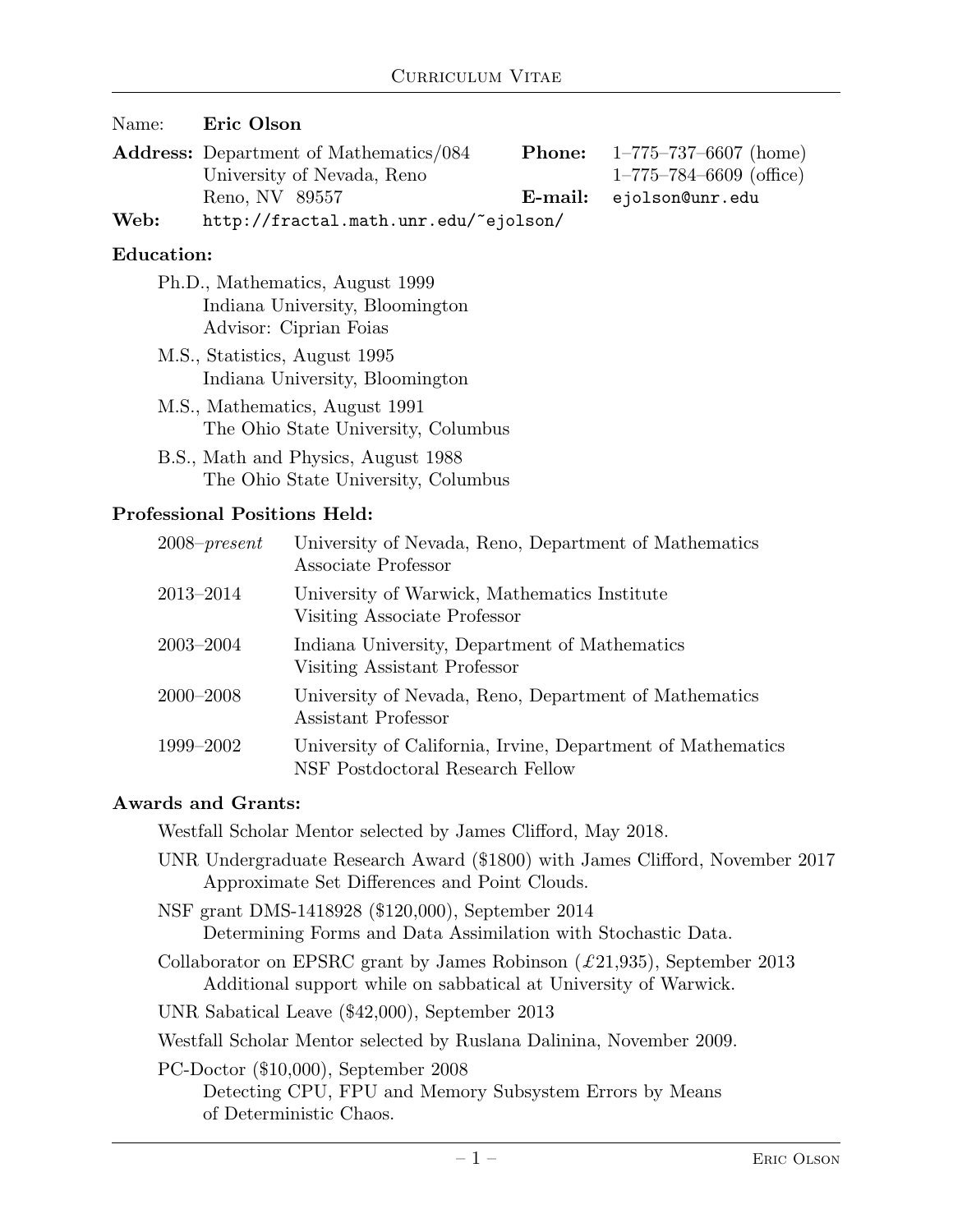# Curriculum Vitae

**Name:** **Eric Olson**

**Address:** Department of Mathematics/084
University of Nevada, Reno
Reno, NV 89557

**Phone:** 1–775–737–6607 (home)
1–775–784–6609 (office)

**E-mail:** ejolson@unr.edu

**Web:** http://fractal.math.unr.edu/~ejolson/

## Education:

Ph.D., Mathematics, August 1999
Indiana University, Bloomington
Advisor: Ciprian Foias

M.S., Statistics, August 1995
Indiana University, Bloomington

M.S., Mathematics, August 1991
The Ohio State University, Columbus

B.S., Math and Physics, August 1988
The Ohio State University, Columbus

## Professional Positions Held:

| | |
|---|---|
| 2008–*present* | University of Nevada, Reno, Department of Mathematics<br>Associate Professor |
| 2013–2014 | University of Warwick, Mathematics Institute<br>Visiting Associate Professor |
| 2003–2004 | Indiana University, Department of Mathematics<br>Visiting Assistant Professor |
| 2000–2008 | University of Nevada, Reno, Department of Mathematics<br>Assistant Professor |
| 1999–2002 | University of California, Irvine, Department of Mathematics<br>NSF Postdoctoral Research Fellow |

## Awards and Grants:

Westfall Scholar Mentor selected by James Clifford, May 2018.

UNR Undergraduate Research Award ($1800) with James Clifford, November 2017
Approximate Set Differences and Point Clouds.

NSF grant DMS-1418928 ($120,000), September 2014
Determining Forms and Data Assimilation with Stochastic Data.

Collaborator on EPSRC grant by James Robinson (£21,935), September 2013
Additional support while on sabbatical at University of Warwick.

UNR Sabatical Leave ($42,000), September 2013

Westfall Scholar Mentor selected by Ruslana Dalinina, November 2009.

PC-Doctor ($10,000), September 2008
Detecting CPU, FPU and Memory Subsystem Errors by Means of Deterministic Chaos.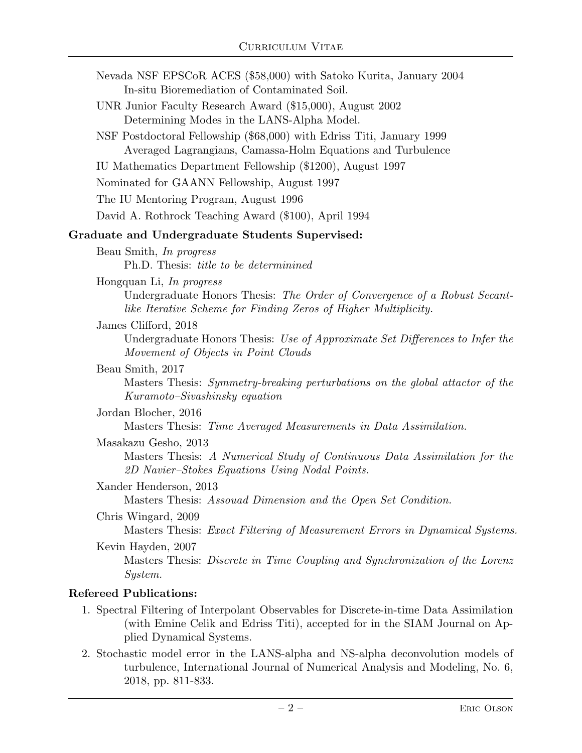Nevada NSF EPSCoR ACES ($58,000) with Satoko Kurita, January 2004
In-situ Bioremediation of Contaminated Soil.

UNR Junior Faculty Research Award ($15,000), August 2002
Determining Modes in the LANS-Alpha Model.

NSF Postdoctoral Fellowship ($68,000) with Edriss Titi, January 1999
Averaged Lagrangians, Camassa-Holm Equations and Turbulence

IU Mathematics Department Fellowship ($1200), August 1997

Nominated for GAANN Fellowship, August 1997

The IU Mentoring Program, August 1996

David A. Rothrock Teaching Award ($100), April 1994

**Graduate and Undergraduate Students Supervised:**

Beau Smith, *In progress*
Ph.D. Thesis: *title to be determininted*

Hongquan Li, *In progress*
Undergraduate Honors Thesis: *The Order of Convergence of a Robust Secant-like Iterative Scheme for Finding Zeros of Higher Multiplicity.*

James Clifford, 2018
Undergraduate Honors Thesis: *Use of Approximate Set Differences to Infer the Movement of Objects in Point Clouds*

Beau Smith, 2017
Masters Thesis: *Symmetry-breaking perturbations on the global attactor of the Kuramoto–Sivashinsky equation*

Jordan Blocher, 2016
Masters Thesis: *Time Averaged Measurements in Data Assimilation.*

Masakazu Gesho, 2013
Masters Thesis: *A Numerical Study of Continuous Data Assimilation for the 2D Navier–Stokes Equations Using Nodal Points.*

Xander Henderson, 2013
Masters Thesis: *Assouad Dimension and the Open Set Condition.*

Chris Wingard, 2009
Masters Thesis: *Exact Filtering of Measurement Errors in Dynamical Systems.*

Kevin Hayden, 2007
Masters Thesis: *Discrete in Time Coupling and Synchronization of the Lorenz System.*

**Refereed Publications:**

1. Spectral Filtering of Interpolant Observables for Discrete-in-time Data Assimilation (with Emine Celik and Edriss Titi), accepted for in the SIAM Journal on Applied Dynamical Systems.
2. Stochastic model error in the LANS-alpha and NS-alpha deconvolution models of turbulence, International Journal of Numerical Analysis and Modeling, No. 6, 2018, pp. 811-833.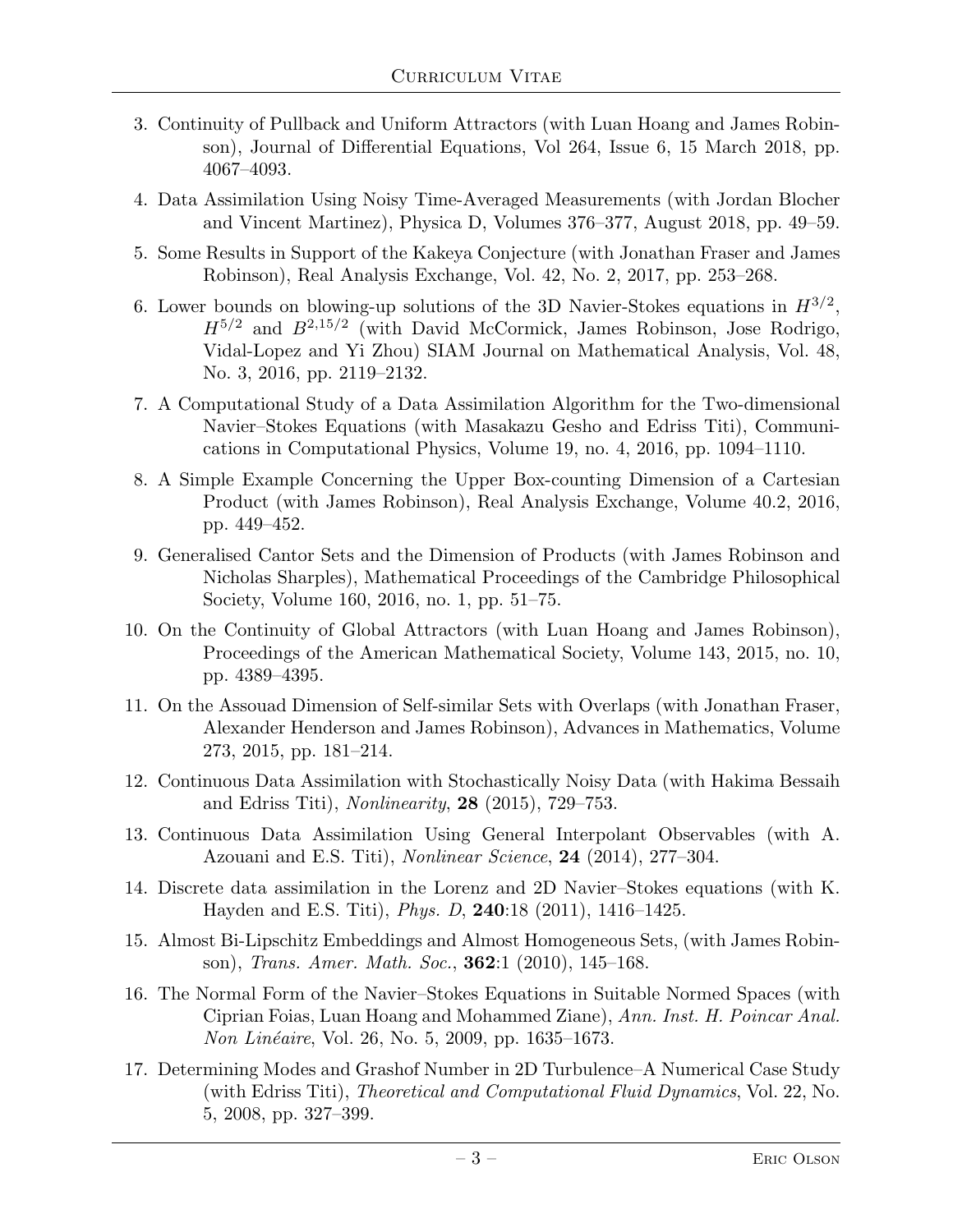3. Continuity of Pullback and Uniform Attractors (with Luan Hoang and James Robinson), Journal of Differential Equations, Vol 264, Issue 6, 15 March 2018, pp. 4067–4093.
4. Data Assimilation Using Noisy Time-Averaged Measurements (with Jordan Blocher and Vincent Martinez), Physica D, Volumes 376–377, August 2018, pp. 49–59.
5. Some Results in Support of the Kakeya Conjecture (with Jonathan Fraser and James Robinson), Real Analysis Exchange, Vol. 42, No. 2, 2017, pp. 253–268.
6. Lower bounds on blowing-up solutions of the 3D Navier-Stokes equations in $H^{3/2}$, $H^{5/2}$ and $B^{2,15/2}$ (with David McCormick, James Robinson, Jose Rodrigo, Vidal-Lopez and Yi Zhou) SIAM Journal on Mathematical Analysis, Vol. 48, No. 3, 2016, pp. 2119–2132.
7. A Computational Study of a Data Assimilation Algorithm for the Two-dimensional Navier–Stokes Equations (with Masakazu Gesho and Edriss Titi), Communications in Computational Physics, Volume 19, no. 4, 2016, pp. 1094–1110.
8. A Simple Example Concerning the Upper Box-counting Dimension of a Cartesian Product (with James Robinson), Real Analysis Exchange, Volume 40.2, 2016, pp. 449–452.
9. Generalised Cantor Sets and the Dimension of Products (with James Robinson and Nicholas Sharples), Mathematical Proceedings of the Cambridge Philosophical Society, Volume 160, 2016, no. 1, pp. 51–75.
10. On the Continuity of Global Attractors (with Luan Hoang and James Robinson), Proceedings of the American Mathematical Society, Volume 143, 2015, no. 10, pp. 4389–4395.
11. On the Assouad Dimension of Self-similar Sets with Overlaps (with Jonathan Fraser, Alexander Henderson and James Robinson), Advances in Mathematics, Volume 273, 2015, pp. 181–214.
12. Continuous Data Assimilation with Stochastically Noisy Data (with Hakima Bessaih and Edriss Titi), *Nonlinearity*, **28** (2015), 729–753.
13. Continuous Data Assimilation Using General Interpolant Observables (with A. Azouani and E.S. Titi), *Nonlinear Science*, **24** (2014), 277–304.
14. Discrete data assimilation in the Lorenz and 2D Navier–Stokes equations (with K. Hayden and E.S. Titi), *Phys. D*, **240**:18 (2011), 1416–1425.
15. Almost Bi-Lipschitz Embeddings and Almost Homogeneous Sets, (with James Robinson), *Trans. Amer. Math. Soc.*, **362**:1 (2010), 145–168.
16. The Normal Form of the Navier–Stokes Equations in Suitable Normed Spaces (with Ciprian Foias, Luan Hoang and Mohammed Ziane), *Ann. Inst. H. Poincar Anal. Non Linéaire*, Vol. 26, No. 5, 2009, pp. 1635–1673.
17. Determining Modes and Grashof Number in 2D Turbulence–A Numerical Case Study (with Edriss Titi), *Theoretical and Computational Fluid Dynamics*, Vol. 22, No. 5, 2008, pp. 327–399.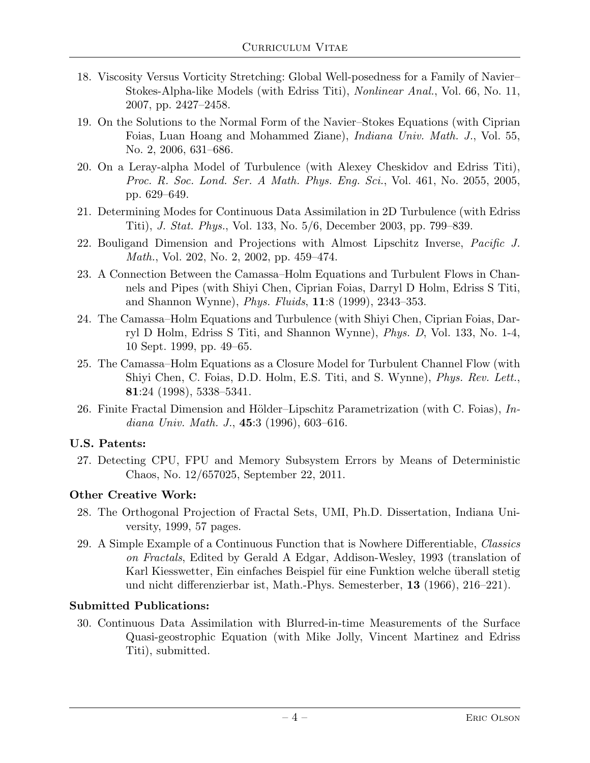18. Viscosity Versus Vorticity Stretching: Global Well-posedness for a Family of Navier–Stokes-Alpha-like Models (with Edriss Titi), *Nonlinear Anal.*, Vol. 66, No. 11, 2007, pp. 2427–2458.
19. On the Solutions to the Normal Form of the Navier–Stokes Equations (with Ciprian Foias, Luan Hoang and Mohammed Ziane), *Indiana Univ. Math. J.*, Vol. 55, No. 2, 2006, 631–686.
20. On a Leray-alpha Model of Turbulence (with Alexey Cheskidov and Edriss Titi), *Proc. R. Soc. Lond. Ser. A Math. Phys. Eng. Sci.*, Vol. 461, No. 2055, 2005, pp. 629–649.
21. Determining Modes for Continuous Data Assimilation in 2D Turbulence (with Edriss Titi), *J. Stat. Phys.*, Vol. 133, No. 5/6, December 2003, pp. 799–839.
22. Bouligand Dimension and Projections with Almost Lipschitz Inverse, *Pacific J. Math.*, Vol. 202, No. 2, 2002, pp. 459–474.
23. A Connection Between the Camassa–Holm Equations and Turbulent Flows in Channels and Pipes (with Shiyi Chen, Ciprian Foias, Darryl D Holm, Edriss S Titi, and Shannon Wynne), *Phys. Fluids*, **11**:8 (1999), 2343–353.
24. The Camassa–Holm Equations and Turbulence (with Shiyi Chen, Ciprian Foias, Darryl D Holm, Edriss S Titi, and Shannon Wynne), *Phys. D*, Vol. 133, No. 1-4, 10 Sept. 1999, pp. 49–65.
25. The Camassa–Holm Equations as a Closure Model for Turbulent Channel Flow (with Shiyi Chen, C. Foias, D.D. Holm, E.S. Titi, and S. Wynne), *Phys. Rev. Lett.*, **81**:24 (1998), 5338–5341.
26. Finite Fractal Dimension and Hölder–Lipschitz Parametrization (with C. Foias), *Indiana Univ. Math. J.*, **45**:3 (1996), 603–616.

**U.S. Patents:**

27. Detecting CPU, FPU and Memory Subsystem Errors by Means of Deterministic Chaos, No. 12/657025, September 22, 2011.

**Other Creative Work:**

28. The Orthogonal Projection of Fractal Sets, UMI, Ph.D. Dissertation, Indiana University, 1999, 57 pages.
29. A Simple Example of a Continuous Function that is Nowhere Differentiable, *Classics on Fractals*, Edited by Gerald A Edgar, Addison-Wesley, 1993 (translation of Karl Kiesswetter, Ein einfaches Beispiel für eine Funktion welche überall stetig und nicht differenzierbar ist, Math.-Phys. Semesterber, **13** (1966), 216–221).

**Submitted Publications:**

30. Continuous Data Assimilation with Blurred-in-time Measurements of the Surface Quasi-geostrophic Equation (with Mike Jolly, Vincent Martinez and Edriss Titi), submitted.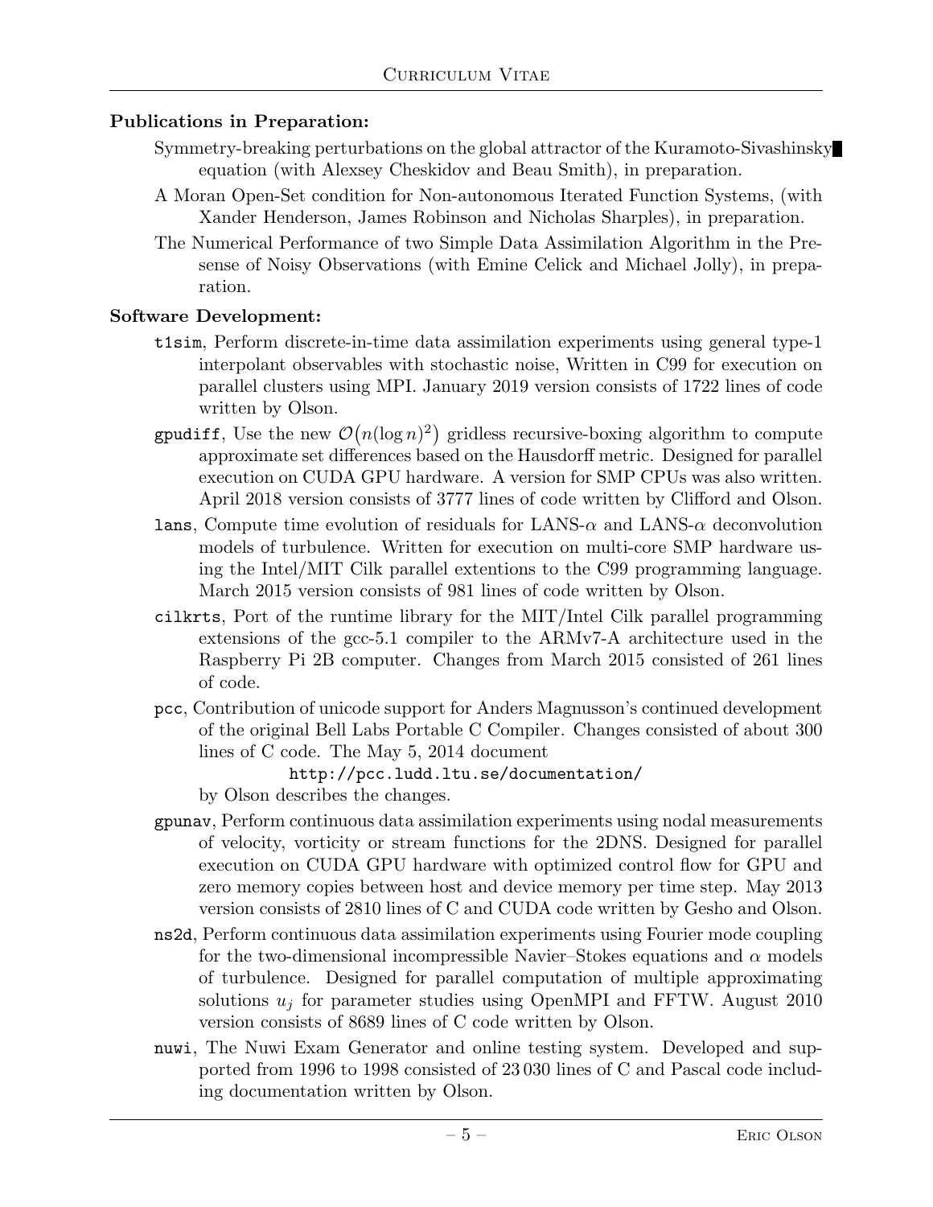**Publications in Preparation:**

Symmetry-breaking perturbations on the global attractor of the Kuramoto-Sivashinsky equation (with Alexsey Cheskidov and Beau Smith), in preparation.

A Moran Open-Set condition for Non-autonomous Iterated Function Systems, (with Xander Henderson, James Robinson and Nicholas Sharples), in preparation.

The Numerical Performance of two Simple Data Assimilation Algorithm in the Presense of Noisy Observations (with Emine Celick and Michael Jolly), in preparation.

**Software Development:**

`t1sim`, Perform discrete-in-time data assimilation experiments using general type-1 interpolant observables with stochastic noise, Written in C99 for execution on parallel clusters using MPI. January 2019 version consists of 1722 lines of code written by Olson.

`gpudiff`, Use the new $\mathcal{O}\big(n(\log n)^2\big)$ gridless recursive-boxing algorithm to compute approximate set differences based on the Hausdorff metric. Designed for parallel execution on CUDA GPU hardware. A version for SMP CPUs was also written. April 2018 version consists of 3777 lines of code written by Clifford and Olson.

`lans`, Compute time evolution of residuals for LANS-$\alpha$ and LANS-$\alpha$ deconvolution models of turbulence. Written for execution on multi-core SMP hardware using the Intel/MIT Cilk parallel extentions to the C99 programming language. March 2015 version consists of 981 lines of code written by Olson.

`cilkrts`, Port of the runtime library for the MIT/Intel Cilk parallel programming extensions of the gcc-5.1 compiler to the ARMv7-A architecture used in the Raspberry Pi 2B computer. Changes from March 2015 consisted of 261 lines of code.

`pcc`, Contribution of unicode support for Anders Magnusson's continued development of the original Bell Labs Portable C Compiler. Changes consisted of about 300 lines of C code. The May 5, 2014 document

`http://pcc.ludd.ltu.se/documentation/`

by Olson describes the changes.

`gpunav`, Perform continuous data assimilation experiments using nodal measurements of velocity, vorticity or stream functions for the 2DNS. Designed for parallel execution on CUDA GPU hardware with optimized control flow for GPU and zero memory copies between host and device memory per time step. May 2013 version consists of 2810 lines of C and CUDA code written by Gesho and Olson.

`ns2d`, Perform continuous data assimilation experiments using Fourier mode coupling for the two-dimensional incompressible Navier–Stokes equations and $\alpha$ models of turbulence. Designed for parallel computation of multiple approximating solutions $u_j$ for parameter studies using OpenMPI and FFTW. August 2010 version consists of 8689 lines of C code written by Olson.

`nuwi`, The Nuwi Exam Generator and online testing system. Developed and supported from 1996 to 1998 consisted of 23 030 lines of C and Pascal code including documentation written by Olson.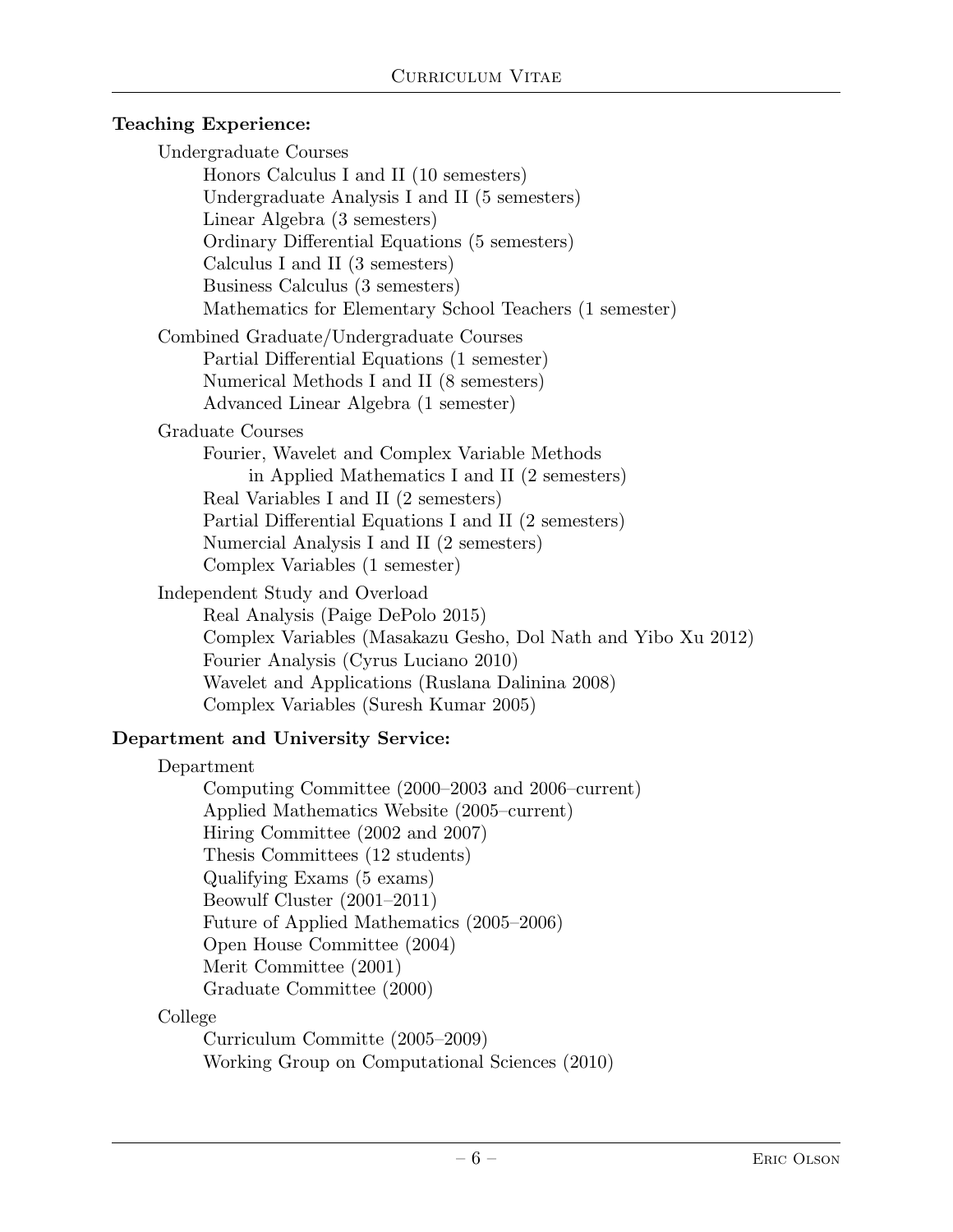**Teaching Experience:**

Undergraduate Courses

- Honors Calculus I and II (10 semesters)
- Undergraduate Analysis I and II (5 semesters)
- Linear Algebra (3 semesters)
- Ordinary Differential Equations (5 semesters)
- Calculus I and II (3 semesters)
- Business Calculus (3 semesters)
- Mathematics for Elementary School Teachers (1 semester)

Combined Graduate/Undergraduate Courses

- Partial Differential Equations (1 semester)
- Numerical Methods I and II (8 semesters)
- Advanced Linear Algebra (1 semester)

Graduate Courses

- Fourier, Wavelet and Complex Variable Methods in Applied Mathematics I and II (2 semesters)
- Real Variables I and II (2 semesters)
- Partial Differential Equations I and II (2 semesters)
- Numercial Analysis I and II (2 semesters)
- Complex Variables (1 semester)

Independent Study and Overload

- Real Analysis (Paige DePolo 2015)
- Complex Variables (Masakazu Gesho, Dol Nath and Yibo Xu 2012)
- Fourier Analysis (Cyrus Luciano 2010)
- Wavelet and Applications (Ruslana Dalinina 2008)
- Complex Variables (Suresh Kumar 2005)

**Department and University Service:**

Department

- Computing Committee (2000–2003 and 2006–current)
- Applied Mathematics Website (2005–current)
- Hiring Committee (2002 and 2007)
- Thesis Committees (12 students)
- Qualifying Exams (5 exams)
- Beowulf Cluster (2001–2011)
- Future of Applied Mathematics (2005–2006)
- Open House Committee (2004)
- Merit Committee (2001)
- Graduate Committee (2000)

College

- Curriculum Committe (2005–2009)
- Working Group on Computational Sciences (2010)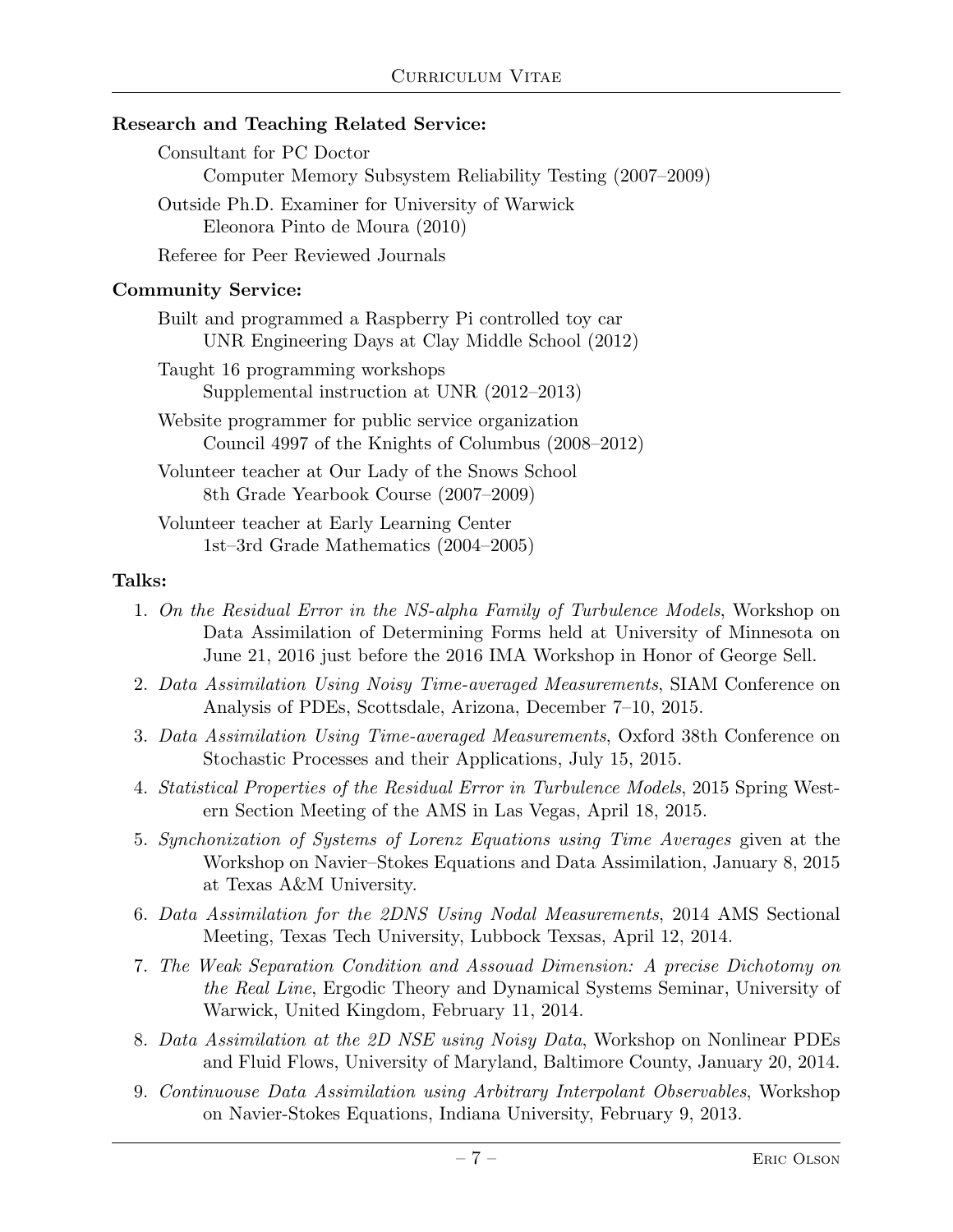**Research and Teaching Related Service:**

Consultant for PC Doctor
Computer Memory Subsystem Reliability Testing (2007–2009)

Outside Ph.D. Examiner for University of Warwick
Eleonora Pinto de Moura (2010)

Referee for Peer Reviewed Journals

**Community Service:**

Built and programmed a Raspberry Pi controlled toy car
UNR Engineering Days at Clay Middle School (2012)

Taught 16 programming workshops
Supplemental instruction at UNR (2012–2013)

Website programmer for public service organization
Council 4997 of the Knights of Columbus (2008–2012)

Volunteer teacher at Our Lady of the Snows School
8th Grade Yearbook Course (2007–2009)

Volunteer teacher at Early Learning Center
1st–3rd Grade Mathematics (2004–2005)

**Talks:**

1. *On the Residual Error in the NS-alpha Family of Turbulence Models*, Workshop on Data Assimilation of Determining Forms held at University of Minnesota on June 21, 2016 just before the 2016 IMA Workshop in Honor of George Sell.
2. *Data Assimilation Using Noisy Time-averaged Measurements*, SIAM Conference on Analysis of PDEs, Scottsdale, Arizona, December 7–10, 2015.
3. *Data Assimilation Using Time-averaged Measurements*, Oxford 38th Conference on Stochastic Processes and their Applications, July 15, 2015.
4. *Statistical Properties of the Residual Error in Turbulence Models*, 2015 Spring Western Section Meeting of the AMS in Las Vegas, April 18, 2015.
5. *Synchonization of Systems of Lorenz Equations using Time Averages* given at the Workshop on Navier–Stokes Equations and Data Assimilation, January 8, 2015 at Texas A&M University.
6. *Data Assimilation for the 2DNS Using Nodal Measurements*, 2014 AMS Sectional Meeting, Texas Tech University, Lubbock Texsas, April 12, 2014.
7. *The Weak Separation Condition and Assouad Dimension: A precise Dichotomy on the Real Line*, Ergodic Theory and Dynamical Systems Seminar, University of Warwick, United Kingdom, February 11, 2014.
8. *Data Assimilation at the 2D NSE using Noisy Data*, Workshop on Nonlinear PDEs and Fluid Flows, University of Maryland, Baltimore County, January 20, 2014.
9. *Continuouse Data Assimilation using Arbitrary Interpolant Observables*, Workshop on Navier-Stokes Equations, Indiana University, February 9, 2013.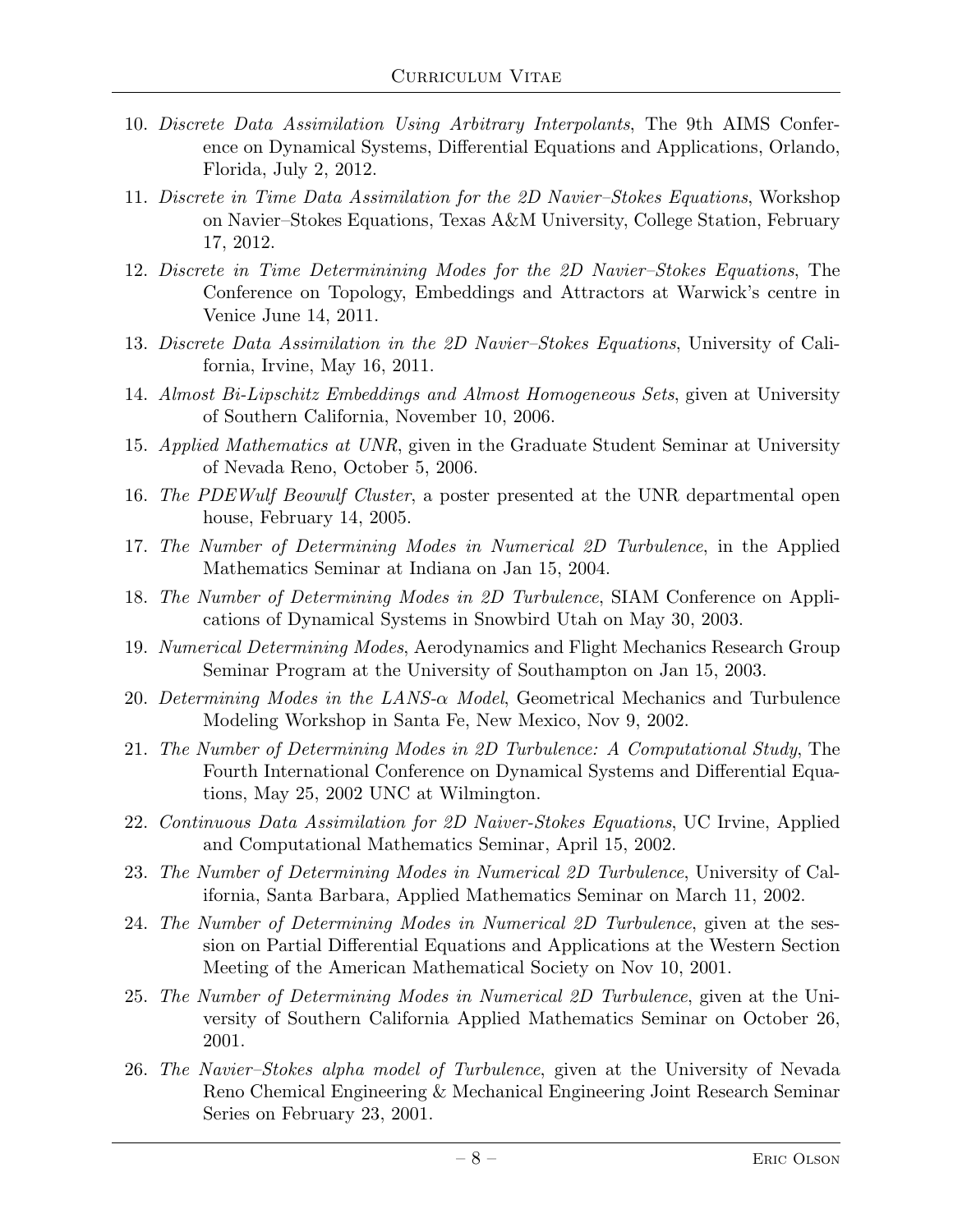10. *Discrete Data Assimilation Using Arbitrary Interpolants*, The 9th AIMS Conference on Dynamical Systems, Differential Equations and Applications, Orlando, Florida, July 2, 2012.
11. *Discrete in Time Data Assimilation for the 2D Navier–Stokes Equations*, Workshop on Navier–Stokes Equations, Texas A&M University, College Station, February 17, 2012.
12. *Discrete in Time Determinining Modes for the 2D Navier–Stokes Equations*, The Conference on Topology, Embeddings and Attractors at Warwick's centre in Venice June 14, 2011.
13. *Discrete Data Assimilation in the 2D Navier–Stokes Equations*, University of California, Irvine, May 16, 2011.
14. *Almost Bi-Lipschitz Embeddings and Almost Homogeneous Sets*, given at University of Southern California, November 10, 2006.
15. *Applied Mathematics at UNR*, given in the Graduate Student Seminar at University of Nevada Reno, October 5, 2006.
16. *The PDEWulf Beowulf Cluster*, a poster presented at the UNR departmental open house, February 14, 2005.
17. *The Number of Determining Modes in Numerical 2D Turbulence*, in the Applied Mathematics Seminar at Indiana on Jan 15, 2004.
18. *The Number of Determining Modes in 2D Turbulence*, SIAM Conference on Applications of Dynamical Systems in Snowbird Utah on May 30, 2003.
19. *Numerical Determining Modes*, Aerodynamics and Flight Mechanics Research Group Seminar Program at the University of Southampton on Jan 15, 2003.
20. *Determining Modes in the LANS-$\alpha$ Model*, Geometrical Mechanics and Turbulence Modeling Workshop in Santa Fe, New Mexico, Nov 9, 2002.
21. *The Number of Determining Modes in 2D Turbulence: A Computational Study*, The Fourth International Conference on Dynamical Systems and Differential Equations, May 25, 2002 UNC at Wilmington.
22. *Continuous Data Assimilation for 2D Naiver-Stokes Equations*, UC Irvine, Applied and Computational Mathematics Seminar, April 15, 2002.
23. *The Number of Determining Modes in Numerical 2D Turbulence*, University of California, Santa Barbara, Applied Mathematics Seminar on March 11, 2002.
24. *The Number of Determining Modes in Numerical 2D Turbulence*, given at the session on Partial Differential Equations and Applications at the Western Section Meeting of the American Mathematical Society on Nov 10, 2001.
25. *The Number of Determining Modes in Numerical 2D Turbulence*, given at the University of Southern California Applied Mathematics Seminar on October 26, 2001.
26. *The Navier–Stokes alpha model of Turbulence*, given at the University of Nevada Reno Chemical Engineering & Mechanical Engineering Joint Research Seminar Series on February 23, 2001.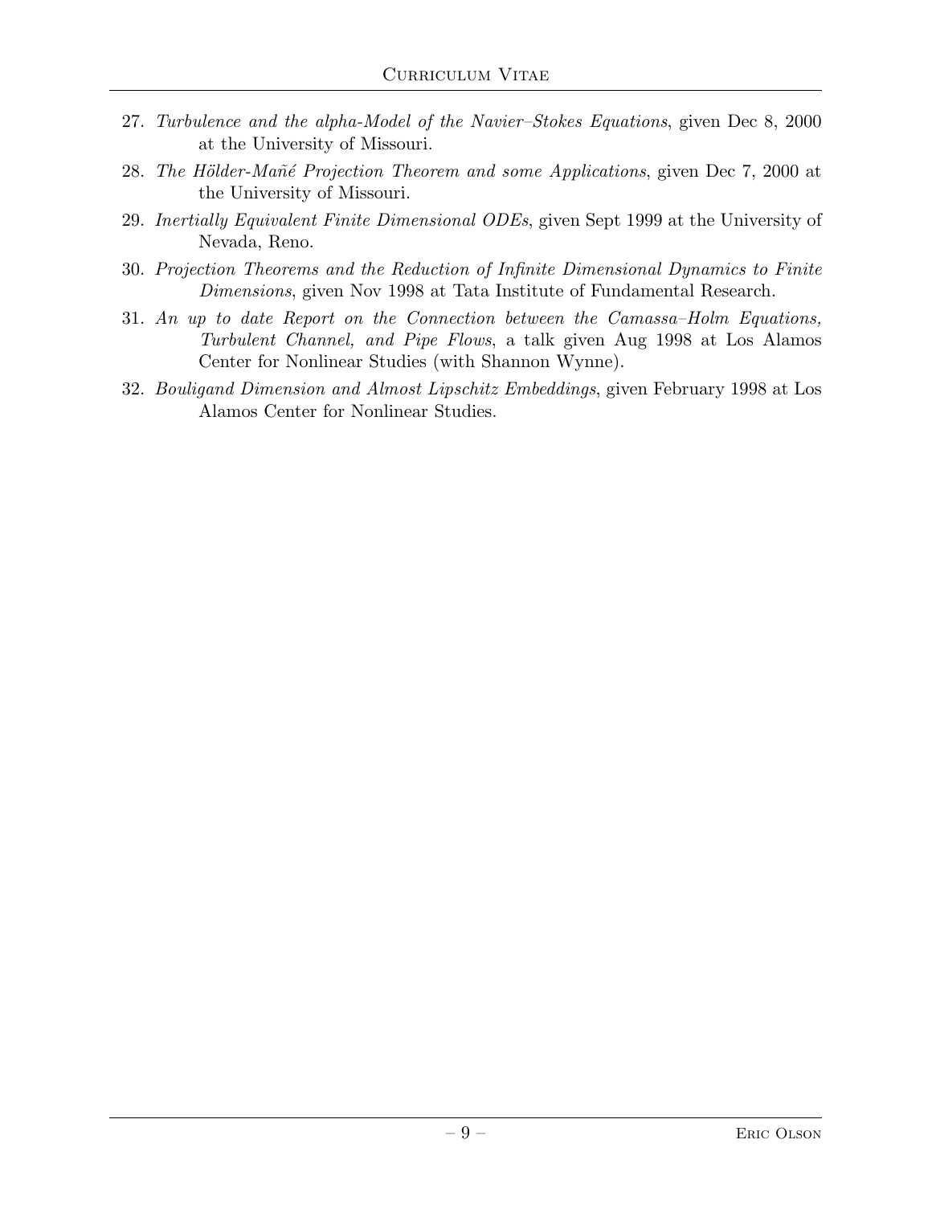27. *Turbulence and the alpha-Model of the Navier–Stokes Equations*, given Dec 8, 2000 at the University of Missouri.
28. *The Hölder-Mañé Projection Theorem and some Applications*, given Dec 7, 2000 at the University of Missouri.
29. *Inertially Equivalent Finite Dimensional ODEs*, given Sept 1999 at the University of Nevada, Reno.
30. *Projection Theorems and the Reduction of Infinite Dimensional Dynamics to Finite Dimensions*, given Nov 1998 at Tata Institute of Fundamental Research.
31. *An up to date Report on the Connection between the Camassa–Holm Equations, Turbulent Channel, and Pipe Flows*, a talk given Aug 1998 at Los Alamos Center for Nonlinear Studies (with Shannon Wynne).
32. *Bouligand Dimension and Almost Lipschitz Embeddings*, given February 1998 at Los Alamos Center for Nonlinear Studies.